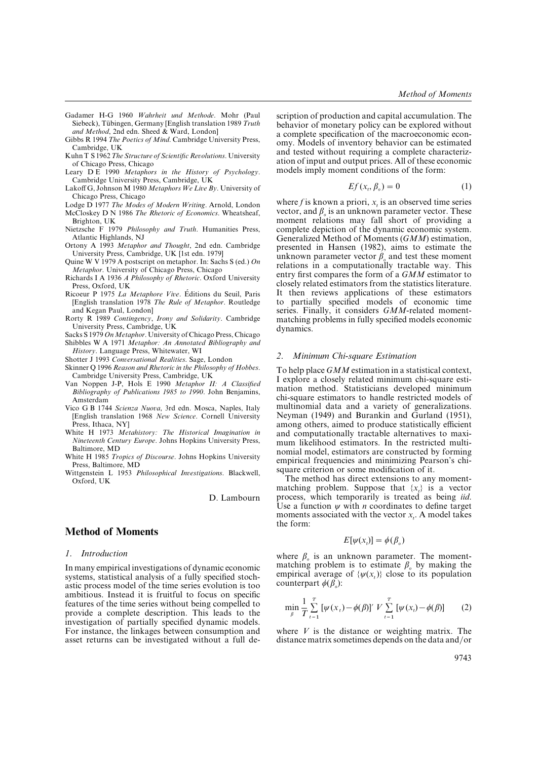Gadamer H-G 1960 *Wahrheit und Methode*. Mohr (Paul Siebeck), Tübingen, Germany [English translation 1989 *Truth and Method*, 2nd edn. Sheed & Ward, London]

Gibbs R 1994 *The Poetics of Mind*. Cambridge University Press, Cambridge, UK

Kuhn T S 1962 *The Structure of Scientific Revolutions*. University of Chicago Press, Chicago

Leary D E 1990 *Metaphors in the History of Psychology*. Cambridge University Press, Cambridge, UK

Lakoff G, Johnson M 1980 *Metaphors We Live By*. University of Chicago Press, Chicago

Lodge D 1977 *The Modes of Modern Writing*. Arnold, London

McCloskey D N 1986 *The Rhetoric of Economics*. Wheatsheaf, Brighton, UK

Nietzsche F 1979 *Philosophy and Truth*. Humanities Press, Atlantic Highlands, NJ

Ortony A 1993 *Metaphor and Thought*, 2nd edn. Cambridge University Press, Cambridge, UK [1st edn. 1979]

Quine W V 1979 A postscript on metaphor. In: Sachs S (ed.) *On Metaphor*. University of Chicago Press, Chicago

Richards I A 1936 *A Philosophy of Rhetoric*. Oxford University Press, Oxford, UK

Ricoeur P 1975 *La Metaphore Vive*. Éditions du Seuil, Paris [English translation 1978 *The Rule of Metaphor*. Routledge and Kegan Paul, London]

Rorty R 1989 *Contingency, Irony and Solidarity*. Cambridge University Press, Cambridge, UK

Sacks S 1979 *On Metaphor*. University of Chicago Press, Chicago

Shibbles W A 1971 *Metaphor: An Annotated Bibliography and History*. Language Press, Whitewater, WI

Shotter J 1993 *Conversational Realities*. Sage, London

Skinner Q 1996 *Reason and Rhetoric in the Philosophy of Hobbes*. Cambridge University Press, Cambridge, UK

Van Noppen J-P, Hols E 1990 *Metaphor II: A Classified Bibliography of Publications 1985 to 1990*. John Benjamins, Amsterdam

Vico G B 1744 *Scienza Nuova*, 3rd edn. Mosca, Naples, Italy [English translation 1968 *New Science*. Cornell University Press, Ithaca, NY]

White H 1973 *Metahistory: The Historical Imagination in Nineteenth Century Europe*. Johns Hopkins University Press, Baltimore, MD

White H 1985 *Tropics of Discourse*. Johns Hopkins University Press, Baltimore, MD

Wittgenstein L 1953 *Philosophical Investigations*. Blackwell, Oxford, UK

D. Lambourn

# Method of Moments

## 1. Introduction

In many empirical investigations of dynamic economic systems, statistical analysis of a fully specified stochastic process model of the time series evolution is too ambitious. Instead it is fruitful to focus on specific features of the time series without being compelled to provide a complete description. This leads to the investigation of partially specified dynamic models. For instance, the linkages between consumption and asset returns can be investigated without a full description of production and capital accumulation. The behavior of monetary policy can be explored without a complete specification of the macroeconomic economy. Models of inventory behavior can be estimated and tested without requiring a complete characterization of input and output prices. All of these economic models imply moment conditions of the form:

$$Ef(x_t, \beta_o) = 0 \tag{1}$$

where $f$ is known a priori, $x_t$ is an observed time series vector, and $\beta_o$ is an unknown parameter vector. These moment relations may fall short of providing a complete depiction of the dynamic economic system. Generalized Method of Moments (*GMM*) estimation, presented in Hansen (1982), aims to estimate the unknown parameter vector $\beta_o$ and test these moment relations in a computationally tractable way. This entry first compares the form of a *GMM* estimator to closely related estimators from the statistics literature. It then reviews applications of these estimators to partially specified models of economic time series. Finally, it considers *GMM*-related moment-matching problems in fully specified models economic dynamics.

## 2. Minimum Chi-square Estimation

To help place *GMM* estimation in a statistical context, I explore a closely related minimum chi-square estimation method. Statisticians developed minimum chi-square estimators to handle restricted models of multinomial data and a variety of generalizations. Neyman (1949) and Burankin and Gurland (1951), among others, aimed to produce statistically efficient and computationally tractable alternatives to maximum likelihood estimators. In the restricted multinomial model, estimators are constructed by forming empirical frequencies and minimizing Pearson's chi-square criterion or some modification of it.

The method has direct extensions to any moment-matching problem. Suppose that $\{x_t\}$ is a vector process, which temporarily is treated as being *iid*. Use a function $\psi$ with $n$ coordinates to define target moments associated with the vector $x_t$. A model takes the form:

$$E[\psi(x_t)] = \phi(\beta_o)$$

where $\beta_o$ is an unknown parameter. The moment-matching problem is to estimate $\beta_o$ by making the empirical average of $\{\psi(x_t)\}$ close to its population counterpart $\phi(\beta_o)$:

$$\min_{\beta} \frac{1}{T} \sum_{t=1}^{T} [\psi(x_t) - \phi(\beta)]' \; V \sum_{t=1}^{T} [\psi(x_t) - \phi(\beta)] \tag{2}$$

where $V$ is the distance or weighting matrix. The distance matrix sometimes depends on the data and/or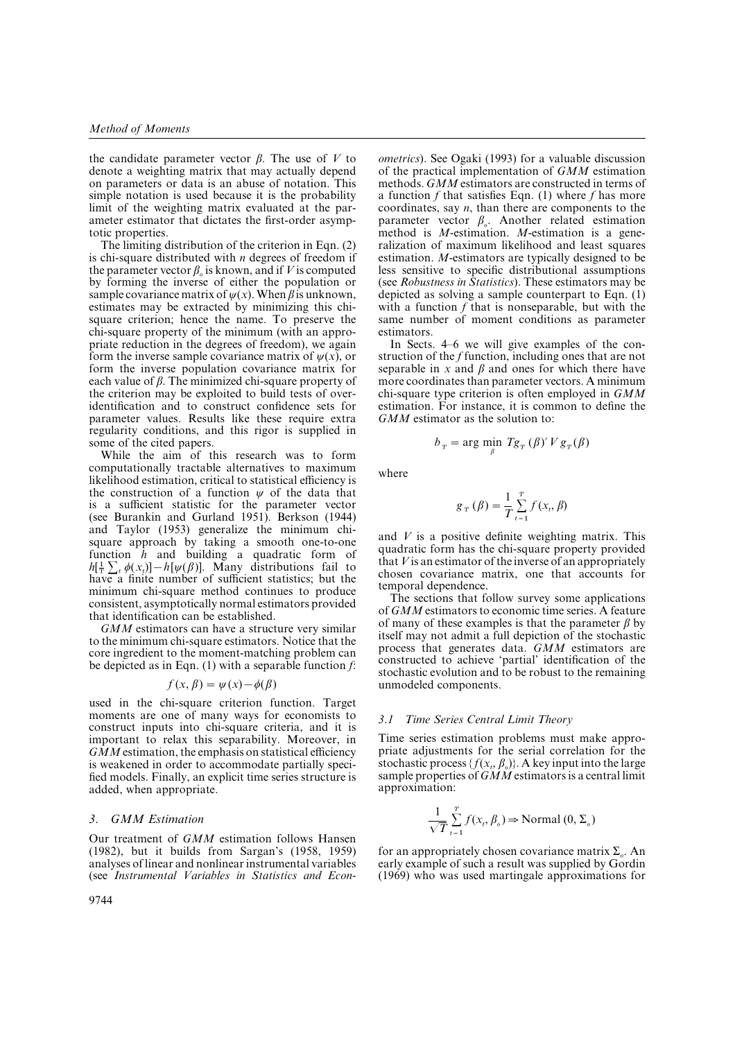the candidate parameter vector $\beta$. The use of $V$ to denote a weighting matrix that may actually depend on parameters or data is an abuse of notation. This simple notation is used because it is the probability limit of the weighting matrix evaluated at the parameter estimator that dictates the first-order asymptotic properties.

The limiting distribution of the criterion in Eqn. (2) is chi-square distributed with $n$ degrees of freedom if the parameter vector $\beta_o$ is known, and if $V$ is computed by forming the inverse of either the population or sample covariance matrix of $\psi(x)$. When $\beta$ is unknown, estimates may be extracted by minimizing this chi-square criterion; hence the name. To preserve the chi-square property of the minimum (with an appropriate reduction in the degrees of freedom), we again form the inverse sample covariance matrix of $\psi(x)$, or form the inverse population covariance matrix for each value of $\beta$. The minimized chi-square property of the criterion may be exploited to build tests of overidentification and to construct confidence sets for parameter values. Results like these require extra regularity conditions, and this rigor is supplied in some of the cited papers.

While the aim of this research was to form computationally tractable alternatives to maximum likelihood estimation, critical to statistical efficiency is the construction of a function $\psi$ of the data that is a sufficient statistic for the parameter vector (see Burankin and Gurland 1951). Berkson (1944) and Taylor (1953) generalize the minimum chi-square approach by taking a smooth one-to-one function $h$ and building a quadratic form of $h[\frac{1}{T}\sum_t \phi(x_t)] - h[\psi(\beta)]$. Many distributions fail to have a finite number of sufficient statistics; but the minimum chi-square method continues to produce consistent, asymptotically normal estimators provided that identification can be established.

*GMM* estimators can have a structure very similar to the minimum chi-square estimators. Notice that the core ingredient to the moment-matching problem can be depicted as in Eqn. (1) with a separable function $f$:

$$f(x, \beta) = \psi(x) - \phi(\beta)$$

used in the chi-square criterion function. Target moments are one of many ways for economists to construct inputs into chi-square criteria, and it is important to relax this separability. Moreover, in *GMM* estimation, the emphasis on statistical efficiency is weakened in order to accommodate partially specified models. Finally, an explicit time series structure is added, when appropriate.

## 3. GMM Estimation

Our treatment of *GMM* estimation follows Hansen (1982), but it builds from Sargan's (1958, 1959) analyses of linear and nonlinear instrumental variables (see *Instrumental Variables in Statistics and Econometrics*). See Ogaki (1993) for a valuable discussion of the practical implementation of *GMM* estimation methods. *GMM* estimators are constructed in terms of a function $f$ that satisfies Eqn. (1) where $f$ has more coordinates, say $n$, than there are components to the parameter vector $\beta_o$. Another related estimation method is *M*-estimation. *M*-estimation is a generalization of maximum likelihood and least squares estimation. *M*-estimators are typically designed to be less sensitive to specific distributional assumptions (see *Robustness in Statistics*). These estimators may be depicted as solving a sample counterpart to Eqn. (1) with a function $f$ that is nonseparable, but with the same number of moment conditions as parameter estimators.

In Sects. 4–6 we will give examples of the construction of the $f$ function, including ones that are not separable in $x$ and $\beta$ and ones for which there have more coordinates than parameter vectors. A minimum chi-square type criterion is often employed in *GMM* estimation. For instance, it is common to define the *GMM* estimator as the solution to:

$$b_T = \arg\min_{\beta} \, T g_T(\beta)' V g_T(\beta)$$

where

$$g_T(\beta) = \frac{1}{T}\sum_{t=1}^{T} f(x_t, \beta)$$

and $V$ is a positive definite weighting matrix. This quadratic form has the chi-square property provided that $V$ is an estimator of the inverse of an appropriately chosen covariance matrix, one that accounts for temporal dependence.

The sections that follow survey some applications of *GMM* estimators to economic time series. A feature of many of these examples is that the parameter $\beta$ by itself may not admit a full depiction of the stochastic process that generates data. *GMM* estimators are constructed to achieve 'partial' identification of the stochastic evolution and to be robust to the remaining unmodeled components.

### 3.1 Time Series Central Limit Theory

Time series estimation problems must make appropriate adjustments for the serial correlation for the stochastic process $\{f(x_t, \beta_o)\}$. A key input into the large sample properties of *GMM* estimators is a central limit approximation:

$$\frac{1}{\sqrt{T}}\sum_{t=1}^{T} f(x_t, \beta_o) \Rightarrow \text{Normal}(0, \Sigma_o)$$

for an appropriately chosen covariance matrix $\Sigma_o$. An early example of such a result was supplied by Gordin (1969) who was used martingale approximations for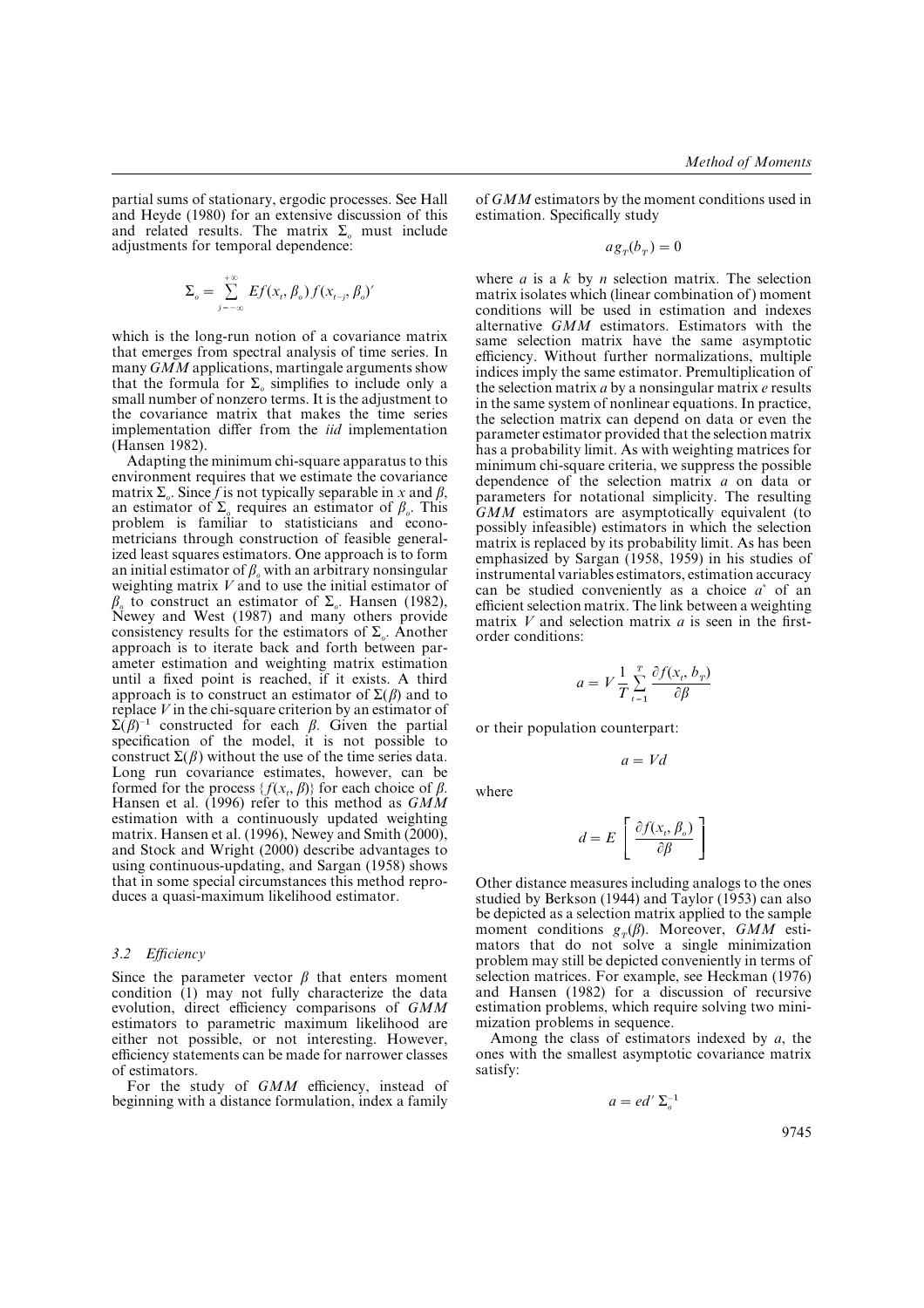partial sums of stationary, ergodic processes. See Hall and Heyde (1980) for an extensive discussion of this and related results. The matrix $\Sigma_o$ must include adjustments for temporal dependence:

$$\Sigma_o = \sum_{j=-\infty}^{+\infty} Ef(x_t, \beta_o) f(x_{t-j}, \beta_o)'$$

which is the long-run notion of a covariance matrix that emerges from spectral analysis of time series. In many *GMM* applications, martingale arguments show that the formula for $\Sigma_o$ simplifies to include only a small number of nonzero terms. It is the adjustment to the covariance matrix that makes the time series implementation differ from the *iid* implementation (Hansen 1982).

Adapting the minimum chi-square apparatus to this environment requires that we estimate the covariance matrix $\Sigma_o$. Since $f$ is not typically separable in $x$ and $\beta$, an estimator of $\Sigma_o$ requires an estimator of $\beta_o$. This problem is familiar to statisticians and econometricians through construction of feasible generalized least squares estimators. One approach is to form an initial estimator of $\beta_o$ with an arbitrary nonsingular weighting matrix $V$ and to use the initial estimator of $\beta_o$ to construct an estimator of $\Sigma_o$. Hansen (1982), Newey and West (1987) and many others provide consistency results for the estimators of $\Sigma_o$. Another approach is to iterate back and forth between parameter estimation and weighting matrix estimation until a fixed point is reached, if it exists. A third approach is to construct an estimator of $\Sigma(\beta)$ and to replace $V$ in the chi-square criterion by an estimator of $\Sigma(\beta)^{-1}$ constructed for each $\beta$. Given the partial specification of the model, it is not possible to construct $\Sigma(\beta)$ without the use of the time series data. Long run covariance estimates, however, can be formed for the process $\{f(x_t, \beta)\}$ for each choice of $\beta$. Hansen et al. (1996) refer to this method as *GMM* estimation with a continuously updated weighting matrix. Hansen et al. (1996), Newey and Smith (2000), and Stock and Wright (2000) describe advantages to using continuous-updating, and Sargan (1958) shows that in some special circumstances this method reproduces a quasi-maximum likelihood estimator.

### 3.2 *Efficiency*

Since the parameter vector $\beta$ that enters moment condition (1) may not fully characterize the data evolution, direct efficiency comparisons of *GMM* estimators to parametric maximum likelihood are either not possible, or not interesting. However, efficiency statements can be made for narrower classes of estimators.

For the study of *GMM* efficiency, instead of beginning with a distance formulation, index a family of *GMM* estimators by the moment conditions used in estimation. Specifically study

$$ag_T(b_T) = 0$$

where $a$ is a $k$ by $n$ selection matrix. The selection matrix isolates which (linear combination of) moment conditions will be used in estimation and indexes alternative *GMM* estimators. Estimators with the same selection matrix have the same asymptotic efficiency. Without further normalizations, multiple indices imply the same estimator. Premultiplication of the selection matrix $a$ by a nonsingular matrix $e$ results in the same system of nonlinear equations. In practice, the selection matrix can depend on data or even the parameter estimator provided that the selection matrix has a probability limit. As with weighting matrices for minimum chi-square criteria, we suppress the possible dependence of the selection matrix $a$ on data or parameters for notational simplicity. The resulting *GMM* estimators are asymptotically equivalent (to possibly infeasible) estimators in which the selection matrix is replaced by its probability limit. As has been emphasized by Sargan (1958, 1959) in his studies of instrumental variables estimators, estimation accuracy can be studied conveniently as a choice $a^*$ of an efficient selection matrix. The link between a weighting matrix $V$ and selection matrix $a$ is seen in the first-order conditions:

$$a = V \frac{1}{T} \sum_{t=1}^{T} \frac{\partial f(x_t, b_T)}{\partial \beta}$$

or their population counterpart:

$$a = Vd$$

where

$$d = E\left[\frac{\partial f(x_t, \beta_o)}{\partial \beta}\right]$$

Other distance measures including analogs to the ones studied by Berkson (1944) and Taylor (1953) can also be depicted as a selection matrix applied to the sample moment conditions $g_T(\beta)$. Moreover, *GMM* estimators that do not solve a single minimization problem may still be depicted conveniently in terms of selection matrices. For example, see Heckman (1976) and Hansen (1982) for a discussion of recursive estimation problems, which require solving two minimization problems in sequence.

Among the class of estimators indexed by $a$, the ones with the smallest asymptotic covariance matrix satisfy:

$$a = ed' \Sigma_o^{-1}$$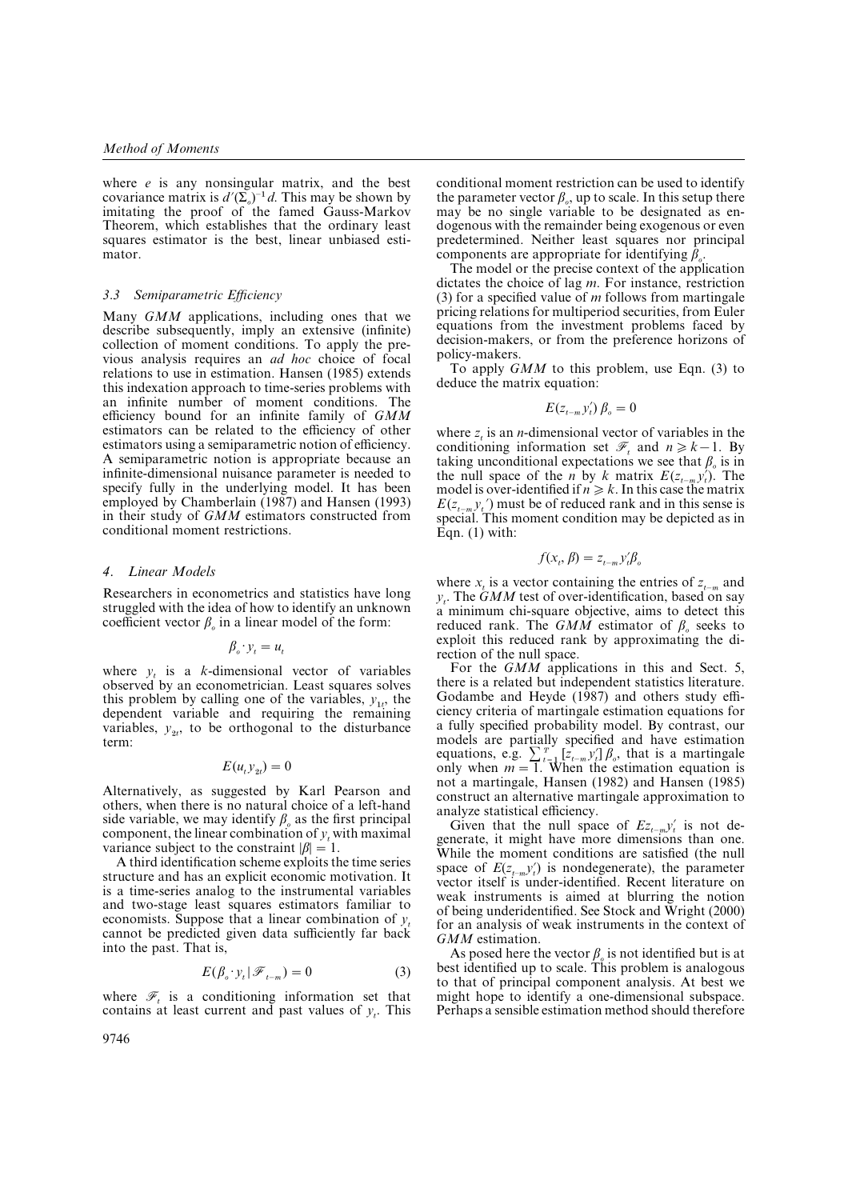where $e$ is any nonsingular matrix, and the best covariance matrix is $d'(\Sigma_o)^{-1}d$. This may be shown by imitating the proof of the famed Gauss-Markov Theorem, which establishes that the ordinary least squares estimator is the best, linear unbiased estimator.

### 3.3 Semiparametric Efficiency

Many *GMM* applications, including ones that we describe subsequently, imply an extensive (infinite) collection of moment conditions. To apply the previous analysis requires an *ad hoc* choice of focal relations to use in estimation. Hansen (1985) extends this indexation approach to time-series problems with an infinite number of moment conditions. The efficiency bound for an infinite family of *GMM* estimators can be related to the efficiency of other estimators using a semiparametric notion of efficiency. A semiparametric notion is appropriate because an infinite-dimensional nuisance parameter is needed to specify fully in the underlying model. It has been employed by Chamberlain (1987) and Hansen (1993) in their study of *GMM* estimators constructed from conditional moment restrictions.

## 4. Linear Models

Researchers in econometrics and statistics have long struggled with the idea of how to identify an unknown coefficient vector $\beta_o$ in a linear model of the form:

$$\beta_o \cdot y_t = u_t$$

where $y_t$ is a $k$-dimensional vector of variables observed by an econometrician. Least squares solves this problem by calling one of the variables, $y_{1t}$, the dependent variable and requiring the remaining variables, $y_{2t}$, to be orthogonal to the disturbance term:

$$E(u_t y_{2t}) = 0$$

Alternatively, as suggested by Karl Pearson and others, when there is no natural choice of a left-hand side variable, we may identify $\beta_o$ as the first principal component, the linear combination of $y_t$ with maximal variance subject to the constraint $|\beta| = 1$.

A third identification scheme exploits the time series structure and has an explicit economic motivation. It is a time-series analog to the instrumental variables and two-stage least squares estimators familiar to economists. Suppose that a linear combination of $y_t$ cannot be predicted given data sufficiently far back into the past. That is,

$$E(\beta_o \cdot y_t \mid \mathscr{F}_{t-m}) = 0 \qquad (3)$$

where $\mathscr{F}_t$ is a conditioning information set that contains at least current and past values of $y_t$. This conditional moment restriction can be used to identify the parameter vector $\beta_o$, up to scale. In this setup there may be no single variable to be designated as endogenous with the remainder being exogenous or even predetermined. Neither least squares nor principal components are appropriate for identifying $\beta_o$.

The model or the precise context of the application dictates the choice of lag $m$. For instance, restriction (3) for a specified value of $m$ follows from martingale pricing relations for multiperiod securities, from Euler equations from the investment problems faced by decision-makers, or from the preference horizons of policy-makers.

To apply *GMM* to this problem, use Eqn. (3) to deduce the matrix equation:

$$E(z_{t-m} y_t')\, \beta_o = 0$$

where $z_t$ is an $n$-dimensional vector of variables in the conditioning information set $\mathscr{F}_t$ and $n \geqslant k-1$. By taking unconditional expectations we see that $\beta_o$ is in the null space of the $n$ by $k$ matrix $E(z_{t-m} y_t')$. The model is over-identified if $n \geqslant k$. In this case the matrix $E(z_{t-m} y_t{'})$ must be of reduced rank and in this sense is special. This moment condition may be depicted as in Eqn. (1) with:

$$f(x_t, \beta) = z_{t-m} y_t' \beta_o$$

where $x_t$ is a vector containing the entries of $z_{t-m}$ and $y_t$. The *GMM* test of over-identification, based on say a minimum chi-square objective, aims to detect this reduced rank. The *GMM* estimator of $\beta_o$ seeks to exploit this reduced rank by approximating the direction of the null space.

For the *GMM* applications in this and Sect. 5, there is a related but independent statistics literature. Godambe and Heyde (1987) and others study efficiency criteria of martingale estimation equations for a fully specified probability model. By contrast, our models are partially specified and have estimation equations, e.g. $\sum_{t=1}^{T} [z_{t-m} y_t'] \beta_o$, that is a martingale only when $m = 1$. When the estimation equation is not a martingale, Hansen (1982) and Hansen (1985) construct an alternative martingale approximation to analyze statistical efficiency.

Given that the null space of $E z_{t-m} y_t'$ is not degenerate, it might have more dimensions than one. While the moment conditions are satisfied (the null space of $E(z_{t-m} y_t')$ is nondegenerate), the parameter vector itself is under-identified. Recent literature on weak instruments is aimed at blurring the notion of being underidentified. See Stock and Wright (2000) for an analysis of weak instruments in the context of *GMM* estimation.

As posed here the vector $\beta_o$ is not identified but is at best identified up to scale. This problem is analogous to that of principal component analysis. At best we might hope to identify a one-dimensional subspace. Perhaps a sensible estimation method should therefore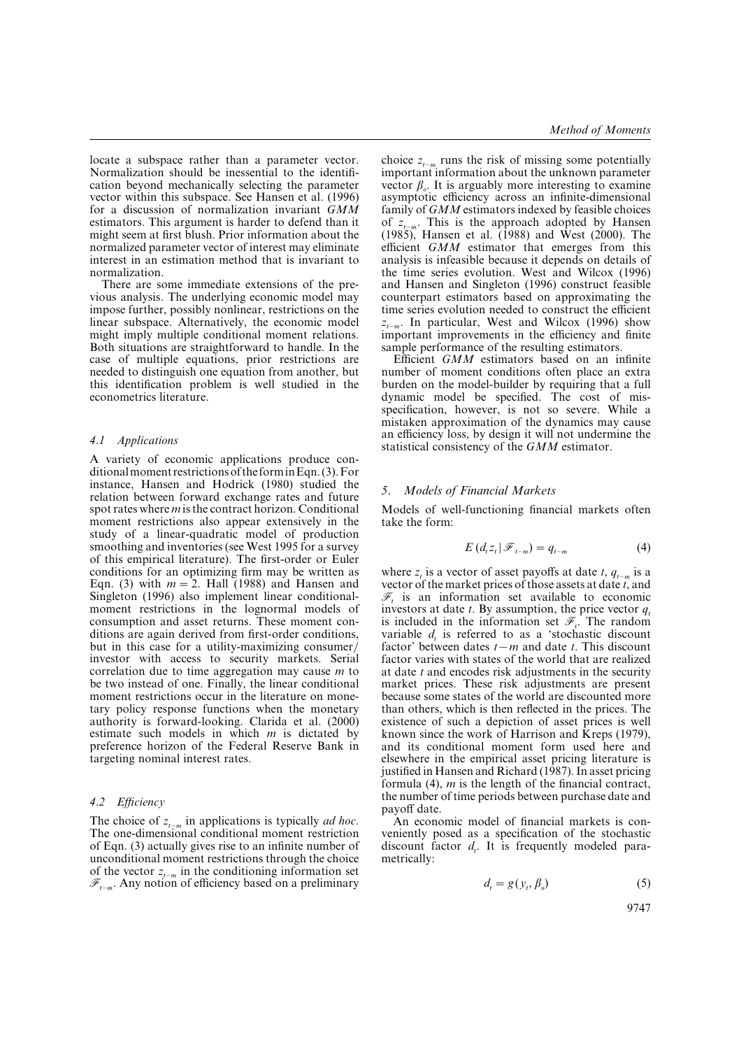locate a subspace rather than a parameter vector. Normalization should be inessential to the identification beyond mechanically selecting the parameter vector within this subspace. See Hansen et al. (1996) for a discussion of normalization invariant *GMM* estimators. This argument is harder to defend than it might seem at first blush. Prior information about the normalized parameter vector of interest may eliminate interest in an estimation method that is invariant to normalization.

There are some immediate extensions of the previous analysis. The underlying economic model may impose further, possibly nonlinear, restrictions on the linear subspace. Alternatively, the economic model might imply multiple conditional moment relations. Both situations are straightforward to handle. In the case of multiple equations, prior restrictions are needed to distinguish one equation from another, but this identification problem is well studied in the econometrics literature.

### *4.1 Applications*

A variety of economic applications produce conditional moment restrictions of the form in Eqn. (3). For instance, Hansen and Hodrick (1980) studied the relation between forward exchange rates and future spot rates where $m$ is the contract horizon. Conditional moment restrictions also appear extensively in the study of a linear-quadratic model of production smoothing and inventories (see West 1995 for a survey of this empirical literature). The first-order or Euler conditions for an optimizing firm may be written as Eqn. (3) with $m = 2$. Hall (1988) and Hansen and Singleton (1996) also implement linear conditional-moment restrictions in the lognormal models of consumption and asset returns. These moment conditions are again derived from first-order conditions, but in this case for a utility-maximizing consumer/investor with access to security markets. Serial correlation due to time aggregation may cause $m$ to be two instead of one. Finally, the linear conditional moment restrictions occur in the literature on monetary policy response functions when the monetary authority is forward-looking. Clarida et al. (2000) estimate such models in which $m$ is dictated by preference horizon of the Federal Reserve Bank in targeting nominal interest rates.

### *4.2 Efficiency*

The choice of $z_{t-m}$ in applications is typically *ad hoc*. The one-dimensional conditional moment restriction of Eqn. (3) actually gives rise to an infinite number of unconditional moment restrictions through the choice of the vector $z_{t-m}$ in the conditioning information set $\mathscr{F}_{t-m}$. Any notion of efficiency based on a preliminary choice $z_{t-m}$ runs the risk of missing some potentially important information about the unknown parameter vector $\beta_o$. It is arguably more interesting to examine asymptotic efficiency across an infinite-dimensional family of *GMM* estimators indexed by feasible choices of $z_{t-m}$. This is the approach adopted by Hansen (1985), Hansen et al. (1988) and West (2000). The efficient *GMM* estimator that emerges from this analysis is infeasible because it depends on details of the time series evolution. West and Wilcox (1996) and Hansen and Singleton (1996) construct feasible counterpart estimators based on approximating the time series evolution needed to construct the efficient $z_{t-m}$. In particular, West and Wilcox (1996) show important improvements in the efficiency and finite sample performance of the resulting estimators.

Efficient *GMM* estimators based on an infinite number of moment conditions often place an extra burden on the model-builder by requiring that a full dynamic model be specified. The cost of misspecification, however, is not so severe. While a mistaken approximation of the dynamics may cause an efficiency loss, by design it will not undermine the statistical consistency of the *GMM* estimator.

## *5. Models of Financial Markets*

Models of well-functioning financial markets often take the form:

$$E\,(d_t z_t \mid \mathscr{F}_{t-m}) = q_{t-m} \tag{4}$$

where $z_t$ is a vector of asset payoffs at date $t$, $q_{t-m}$ is a vector of the market prices of those assets at date $t$, and $\mathscr{F}_t$ is an information set available to economic investors at date $t$. By assumption, the price vector $q_t$ is included in the information set $\mathscr{F}_t$. The random variable $d_t$ is referred to as a 'stochastic discount factor' between dates $t-m$ and date $t$. This discount factor varies with states of the world that are realized at date $t$ and encodes risk adjustments in the security market prices. These risk adjustments are present because some states of the world are discounted more than others, which is then reflected in the prices. The existence of such a depiction of asset prices is well known since the work of Harrison and Kreps (1979), and its conditional moment form used here and elsewhere in the empirical asset pricing literature is justified in Hansen and Richard (1987). In asset pricing formula (4), $m$ is the length of the financial contract, the number of time periods between purchase date and payoff date.

An economic model of financial markets is conveniently posed as a specification of the stochastic discount factor $d_t$. It is frequently modeled parametrically:

$$d_t = g(y_t, \beta_o) \tag{5}$$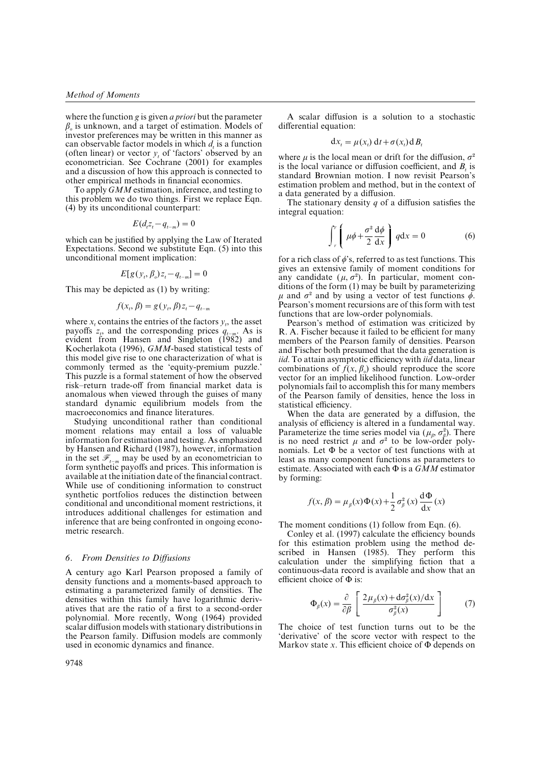where the function $g$ is given *a priori* but the parameter $\beta_o$ is unknown, and a target of estimation. Models of investor preferences may be written in this manner as can observable factor models in which $d_t$ is a function (often linear) or vector $y_t$ of 'factors' observed by an econometrician. See Cochrane (2001) for examples and a discussion of how this approach is connected to other empirical methods in financial economics.

To apply *GMM* estimation, inference, and testing to this problem we do two things. First we replace Eqn. (4) by its unconditional counterpart:

$$E(d_t z_t - q_{t-m}) = 0$$

which can be justified by applying the Law of Iterated Expectations. Second we substitute Eqn. (5) into this unconditional moment implication:

$$E[g(y_t, \beta_o) z_t - q_{t-m}] = 0$$

This may be depicted as (1) by writing:

$$f(x_t, \beta) = g(y_t, \beta) z_t - q_{t-m}$$

where $x_t$ contains the entries of the factors $y_t$, the asset payoffs $z_t$, and the corresponding prices $q_{t-m}$. As is evident from Hansen and Singleton (1982) and Kocherlakota (1996), *GMM*-based statistical tests of this model give rise to one characterization of what is commonly termed as the 'equity-premium puzzle.' This puzzle is a formal statement of how the observed risk–return trade-off from financial market data is anomalous when viewed through the guises of many standard dynamic equilibrium models from the macroeconomics and finance literatures.

Studying unconditional rather than conditional moment relations may entail a loss of valuable information for estimation and testing. As emphasized by Hansen and Richard (1987), however, information in the set $\mathscr{F}_{t-m}$ may be used by an econometrician to form synthetic payoffs and prices. This information is available at the initiation date of the financial contract. While use of conditioning information to construct synthetic portfolios reduces the distinction between conditional and unconditional moment restrictions, it introduces additional challenges for estimation and inference that are being confronted in ongoing econometric research.

## 6. *From Densities to Diffusions*

A century ago Karl Pearson proposed a family of density functions and a moments-based approach to estimating a parameterized family of densities. The densities within this family have logarithmic derivatives that are the ratio of a first to a second-order polynomial. More recently, Wong (1964) provided scalar diffusion models with stationary distributions in the Pearson family. Diffusion models are commonly used in economic dynamics and finance.

A scalar diffusion is a solution to a stochastic differential equation:

$$\mathrm{d}x_t = \mu(x_t)\,\mathrm{d}t + \sigma(x_t)\,\mathrm{d}B_t$$

where $\mu$ is the local mean or drift for the diffusion, $\sigma^2$ is the local variance or diffusion coefficient, and $B_t$ is standard Brownian motion. I now revisit Pearson's estimation problem and method, but in the context of a data generated by a diffusion.

The stationary density $q$ of a diffusion satisfies the integral equation:

$$\int_r^{r} \left( \mu\phi + \frac{\sigma^2}{2}\frac{\mathrm{d}\phi}{\mathrm{d}x} \right) q\,\mathrm{d}x = 0 \tag{6}$$

for a rich class of $\phi$'s, referred to as test functions. This gives an extensive family of moment conditions for any candidate $(\mu, \sigma^2)$. In particular, moment conditions of the form (1) may be built by parameterizing $\mu$ and $\sigma^2$ and by using a vector of test functions $\phi$. Pearson's moment recursions are of this form with test functions that are low-order polynomials.

Pearson's method of estimation was criticized by R. A. Fischer because it failed to be efficient for many members of the Pearson family of densities. Pearson and Fischer both presumed that the data generation is *iid*. To attain asymptotic efficiency with *iid* data, linear combinations of $f(x, \beta_o)$ should reproduce the score vector for an implied likelihood function. Low-order polynomials fail to accomplish this for many members of the Pearson family of densities, hence the loss in statistical efficiency.

When the data are generated by a diffusion, the analysis of efficiency is altered in a fundamental way. Parameterize the time series model via $(\mu_\beta, \sigma_\beta^2)$. There is no need restrict $\mu$ and $\sigma^2$ to be low-order polynomials. Let $\Phi$ be a vector of test functions with at least as many component functions as parameters to estimate. Associated with each $\Phi$ is a *GMM* estimator by forming:

$$f(x, \beta) = \mu_\beta(x)\Phi(x) + \frac{1}{2}\sigma_\beta^2(x)\frac{\mathrm{d}\Phi}{\mathrm{d}x}(x)$$

The moment conditions (1) follow from Eqn. (6).

Conley et al. (1997) calculate the efficiency bounds for this estimation problem using the method described in Hansen (1985). They perform this calculation under the simplifying fiction that a continuous-data record is available and show that an efficient choice of $\Phi$ is:

$$\Phi_\beta(x) = \frac{\partial}{\partial\beta}\left[\frac{2\mu_\beta(x) + \mathrm{d}\sigma_\beta^2(x)/\mathrm{d}x}{\sigma_\beta^2(x)}\right] \tag{7}$$

The choice of test function turns out to be the 'derivative' of the score vector with respect to the Markov state $x$. This efficient choice of $\Phi$ depends on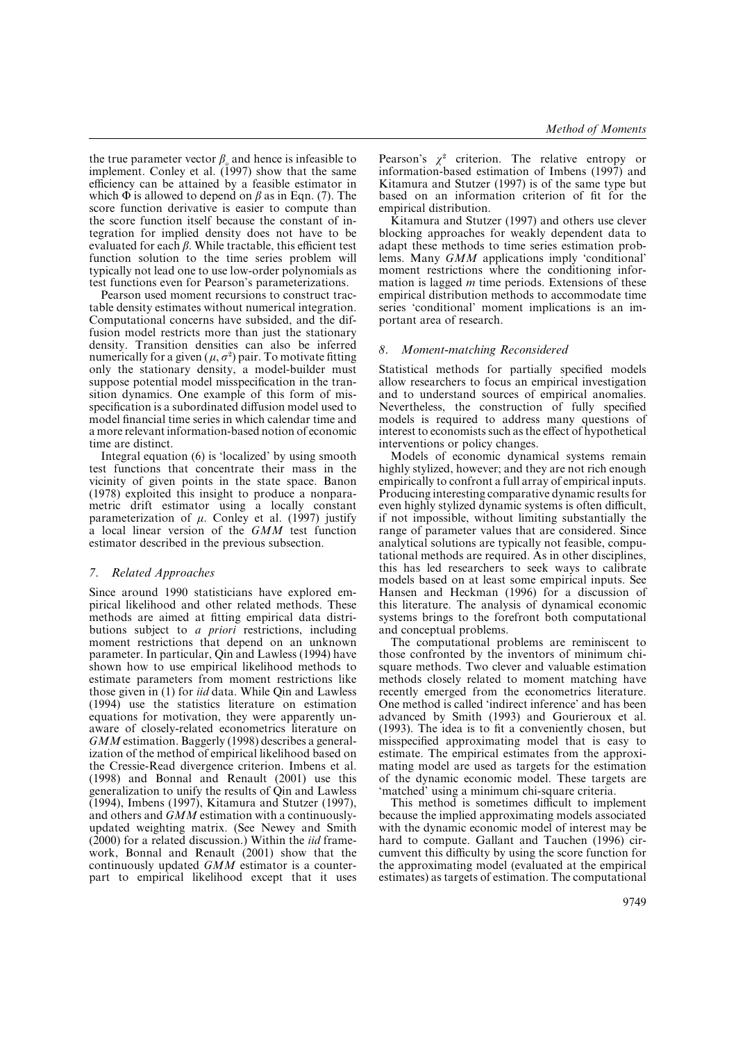the true parameter vector $\beta_o$ and hence is infeasible to implement. Conley et al. (1997) show that the same efficiency can be attained by a feasible estimator in which $\Phi$ is allowed to depend on $\beta$ as in Eqn. (7). The score function derivative is easier to compute than the score function itself because the constant of integration for implied density does not have to be evaluated for each $\beta$. While tractable, this efficient test function solution to the time series problem will typically not lead one to use low-order polynomials as test functions even for Pearson's parameterizations.

Pearson used moment recursions to construct tractable density estimates without numerical integration. Computational concerns have subsided, and the diffusion model restricts more than just the stationary density. Transition densities can also be inferred numerically for a given $(\mu, \sigma^2)$ pair. To motivate fitting only the stationary density, a model-builder must suppose potential model misspecification in the transition dynamics. One example of this form of misspecification is a subordinated diffusion model used to model financial time series in which calendar time and a more relevant information-based notion of economic time are distinct.

Integral equation (6) is 'localized' by using smooth test functions that concentrate their mass in the vicinity of given points in the state space. Banon (1978) exploited this insight to produce a nonparametric drift estimator using a locally constant parameterization of $\mu$. Conley et al. (1997) justify a local linear version of the *GMM* test function estimator described in the previous subsection.

## 7. Related Approaches

Since around 1990 statisticians have explored empirical likelihood and other related methods. These methods are aimed at fitting empirical data distributions subject to *a priori* restrictions, including moment restrictions that depend on an unknown parameter. In particular, Qin and Lawless (1994) have shown how to use empirical likelihood methods to estimate parameters from moment restrictions like those given in (1) for *iid* data. While Qin and Lawless (1994) use the statistics literature on estimation equations for motivation, they were apparently unaware of closely-related econometrics literature on *GMM* estimation. Baggerly (1998) describes a generalization of the method of empirical likelihood based on the Cressie-Read divergence criterion. Imbens et al. (1998) and Bonnal and Renault (2001) use this generalization to unify the results of Qin and Lawless (1994), Imbens (1997), Kitamura and Stutzer (1997), and others and *GMM* estimation with a continuously-updated weighting matrix. (See Newey and Smith (2000) for a related discussion.) Within the *iid* framework, Bonnal and Renault (2001) show that the continuously updated *GMM* estimator is a counterpart to empirical likelihood except that it uses Pearson's $\chi^2$ criterion. The relative entropy or information-based estimation of Imbens (1997) and Kitamura and Stutzer (1997) is of the same type but based on an information criterion of fit for the empirical distribution.

Kitamura and Stutzer (1997) and others use clever blocking approaches for weakly dependent data to adapt these methods to time series estimation problems. Many *GMM* applications imply 'conditional' moment restrictions where the conditioning information is lagged $m$ time periods. Extensions of these empirical distribution methods to accommodate time series 'conditional' moment implications is an important area of research.

## 8. Moment-matching Reconsidered

Statistical methods for partially specified models allow researchers to focus an empirical investigation and to understand sources of empirical anomalies. Nevertheless, the construction of fully specified models is required to address many questions of interest to economists such as the effect of hypothetical interventions or policy changes.

Models of economic dynamical systems remain highly stylized, however; and they are not rich enough empirically to confront a full array of empirical inputs. Producing interesting comparative dynamic results for even highly stylized dynamic systems is often difficult, if not impossible, without limiting substantially the range of parameter values that are considered. Since analytical solutions are typically not feasible, computational methods are required. As in other disciplines, this has led researchers to seek ways to calibrate models based on at least some empirical inputs. See Hansen and Heckman (1996) for a discussion of this literature. The analysis of dynamical economic systems brings to the forefront both computational and conceptual problems.

The computational problems are reminiscent to those confronted by the inventors of minimum chi-square methods. Two clever and valuable estimation methods closely related to moment matching have recently emerged from the econometrics literature. One method is called 'indirect inference' and has been advanced by Smith (1993) and Gourieroux et al. (1993). The idea is to fit a conveniently chosen, but misspecified approximating model that is easy to estimate. The empirical estimates from the approximating model are used as targets for the estimation of the dynamic economic model. These targets are 'matched' using a minimum chi-square criteria.

This method is sometimes difficult to implement because the implied approximating models associated with the dynamic economic model of interest may be hard to compute. Gallant and Tauchen (1996) circumvent this difficulty by using the score function for the approximating model (evaluated at the empirical estimates) as targets of estimation. The computational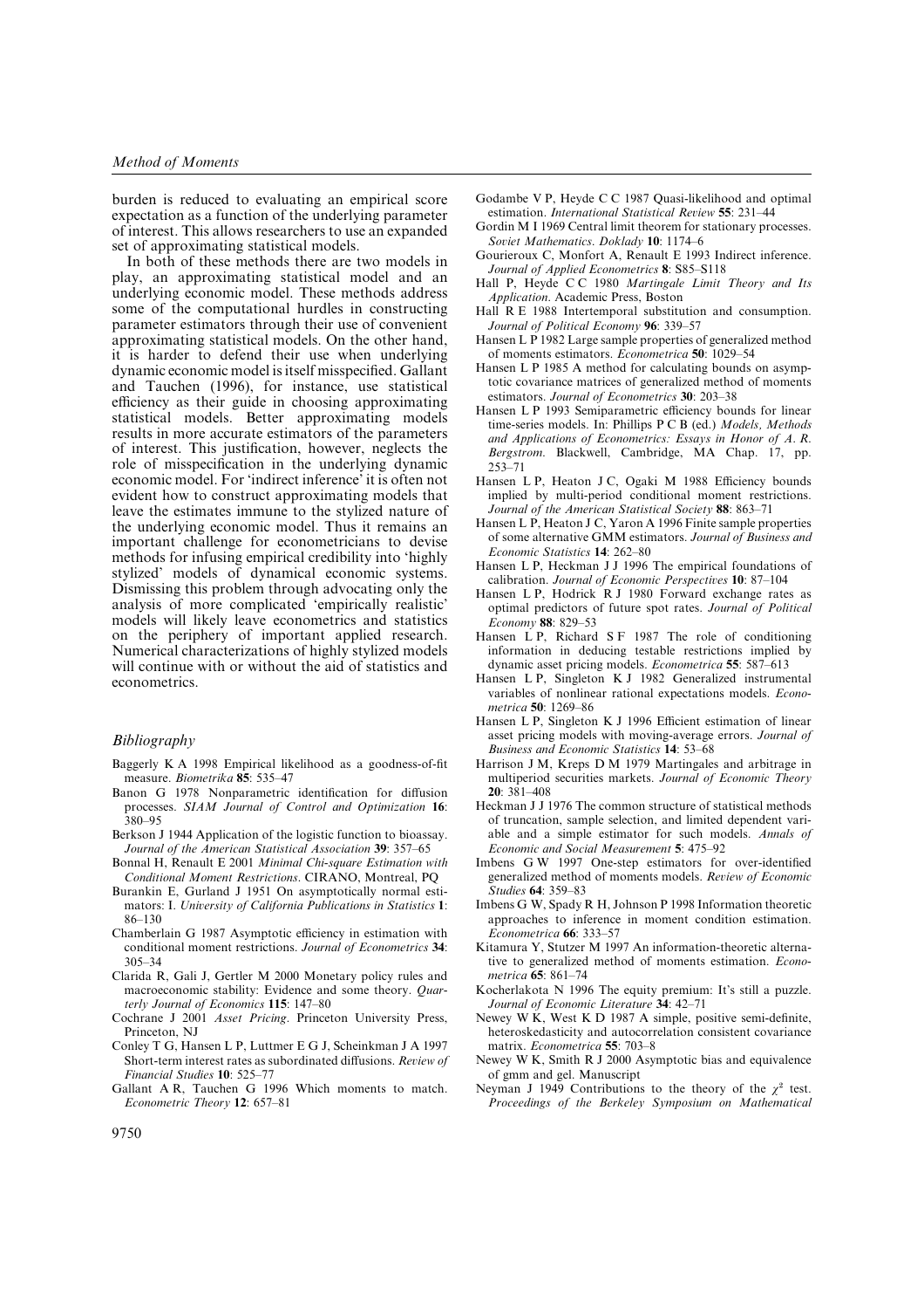burden is reduced to evaluating an empirical score expectation as a function of the underlying parameter of interest. This allows researchers to use an expanded set of approximating statistical models.

In both of these methods there are two models in play, an approximating statistical model and an underlying economic model. These methods address some of the computational hurdles in constructing parameter estimators through their use of convenient approximating statistical models. On the other hand, it is harder to defend their use when underlying dynamic economic model is itself misspecified. Gallant and Tauchen (1996), for instance, use statistical efficiency as their guide in choosing approximating statistical models. Better approximating models results in more accurate estimators of the parameters of interest. This justification, however, neglects the role of misspecification in the underlying dynamic economic model. For 'indirect inference' it is often not evident how to construct approximating models that leave the estimates immune to the stylized nature of the underlying economic model. Thus it remains an important challenge for econometricians to devise methods for infusing empirical credibility into 'highly stylized' models of dynamical economic systems. Dismissing this problem through advocating only the analysis of more complicated 'empirically realistic' models will likely leave econometrics and statistics on the periphery of important applied research. Numerical characterizations of highly stylized models will continue with or without the aid of statistics and econometrics.

## *Bibliography*

Baggerly K A 1998 Empirical likelihood as a goodness-of-fit measure. *Biometrika* **85**: 535–47

Banon G 1978 Nonparametric identification for diffusion processes. *SIAM Journal of Control and Optimization* **16**: 380–95

Berkson J 1944 Application of the logistic function to bioassay. *Journal of the American Statistical Association* **39**: 357–65

Bonnal H, Renault E 2001 *Minimal Chi-square Estimation with Conditional Moment Restrictions*. CIRANO, Montreal, PQ

Burankin E, Gurland J 1951 On asymptotically normal estimators: I. *University of California Publications in Statistics* **1**: 86–130

Chamberlain G 1987 Asymptotic efficiency in estimation with conditional moment restrictions. *Journal of Econometrics* **34**: 305–34

Clarida R, Gali J, Gertler M 2000 Monetary policy rules and macroeconomic stability: Evidence and some theory. *Quarterly Journal of Economics* **115**: 147–80

Cochrane J 2001 *Asset Pricing*. Princeton University Press, Princeton, NJ

Conley T G, Hansen L P, Luttmer E G J, Scheinkman J A 1997 Short-term interest rates as subordinated diffusions. *Review of Financial Studies* **10**: 525–77

Gallant A R, Tauchen G 1996 Which moments to match. *Econometric Theory* **12**: 657–81

Godambe V P, Heyde C C 1987 Quasi-likelihood and optimal estimation. *International Statistical Review* **55**: 231–44

Gordin M I 1969 Central limit theorem for stationary processes. *Soviet Mathematics. Doklady* **10**: 1174–6

Gourieroux C, Monfort A, Renault E 1993 Indirect inference. *Journal of Applied Econometrics* **8**: S85–S118

Hall P, Heyde C C 1980 *Martingale Limit Theory and Its Application*. Academic Press, Boston

Hall R E 1988 Intertemporal substitution and consumption. *Journal of Political Economy* **96**: 339–57

Hansen L P 1982 Large sample properties of generalized method of moments estimators. *Econometrica* **50**: 1029–54

Hansen L P 1985 A method for calculating bounds on asymptotic covariance matrices of generalized method of moments estimators. *Journal of Econometrics* **30**: 203–38

Hansen L P 1993 Semiparametric efficiency bounds for linear time-series models. In: Phillips P C B (ed.) *Models, Methods and Applications of Econometrics: Essays in Honor of A. R. Bergstrom*. Blackwell, Cambridge, MA Chap. 17, pp. 253–71

Hansen L P, Heaton J C, Ogaki M 1988 Efficiency bounds implied by multi-period conditional moment restrictions. *Journal of the American Statistical Society* **88**: 863–71

Hansen L P, Heaton J C, Yaron A 1996 Finite sample properties of some alternative GMM estimators. *Journal of Business and Economic Statistics* **14**: 262–80

Hansen L P, Heckman J J 1996 The empirical foundations of calibration. *Journal of Economic Perspectives* **10**: 87–104

Hansen L P, Hodrick R J 1980 Forward exchange rates as optimal predictors of future spot rates. *Journal of Political Economy* **88**: 829–53

Hansen L P, Richard S F 1987 The role of conditioning information in deducing testable restrictions implied by dynamic asset pricing models. *Econometrica* **55**: 587–613

Hansen L P, Singleton K J 1982 Generalized instrumental variables of nonlinear rational expectations models. *Econometrica* **50**: 1269–86

Hansen L P, Singleton K J 1996 Efficient estimation of linear asset pricing models with moving-average errors. *Journal of Business and Economic Statistics* **14**: 53–68

Harrison J M, Kreps D M 1979 Martingales and arbitrage in multiperiod securities markets. *Journal of Economic Theory* **20**: 381–408

Heckman J J 1976 The common structure of statistical methods of truncation, sample selection, and limited dependent variable and a simple estimator for such models. *Annals of Economic and Social Measurement* **5**: 475–92

Imbens G W 1997 One-step estimators for over-identified generalized method of moments models. *Review of Economic Studies* **64**: 359–83

Imbens G W, Spady R H, Johnson P 1998 Information theoretic approaches to inference in moment condition estimation. *Econometrica* **66**: 333–57

Kitamura Y, Stutzer M 1997 An information-theoretic alternative to generalized method of moments estimation. *Econometrica* **65**: 861–74

Kocherlakota N 1996 The equity premium: It's still a puzzle. *Journal of Economic Literature* **34**: 42–71

Newey W K, West K D 1987 A simple, positive semi-definite, heteroskedasticity and autocorrelation consistent covariance matrix. *Econometrica* **55**: 703–8

Newey W K, Smith R J 2000 Asymptotic bias and equivalence of gmm and gel. Manuscript

Neyman J 1949 Contributions to the theory of the $\chi^2$ test. *Proceedings of the Berkeley Symposium on Mathematical*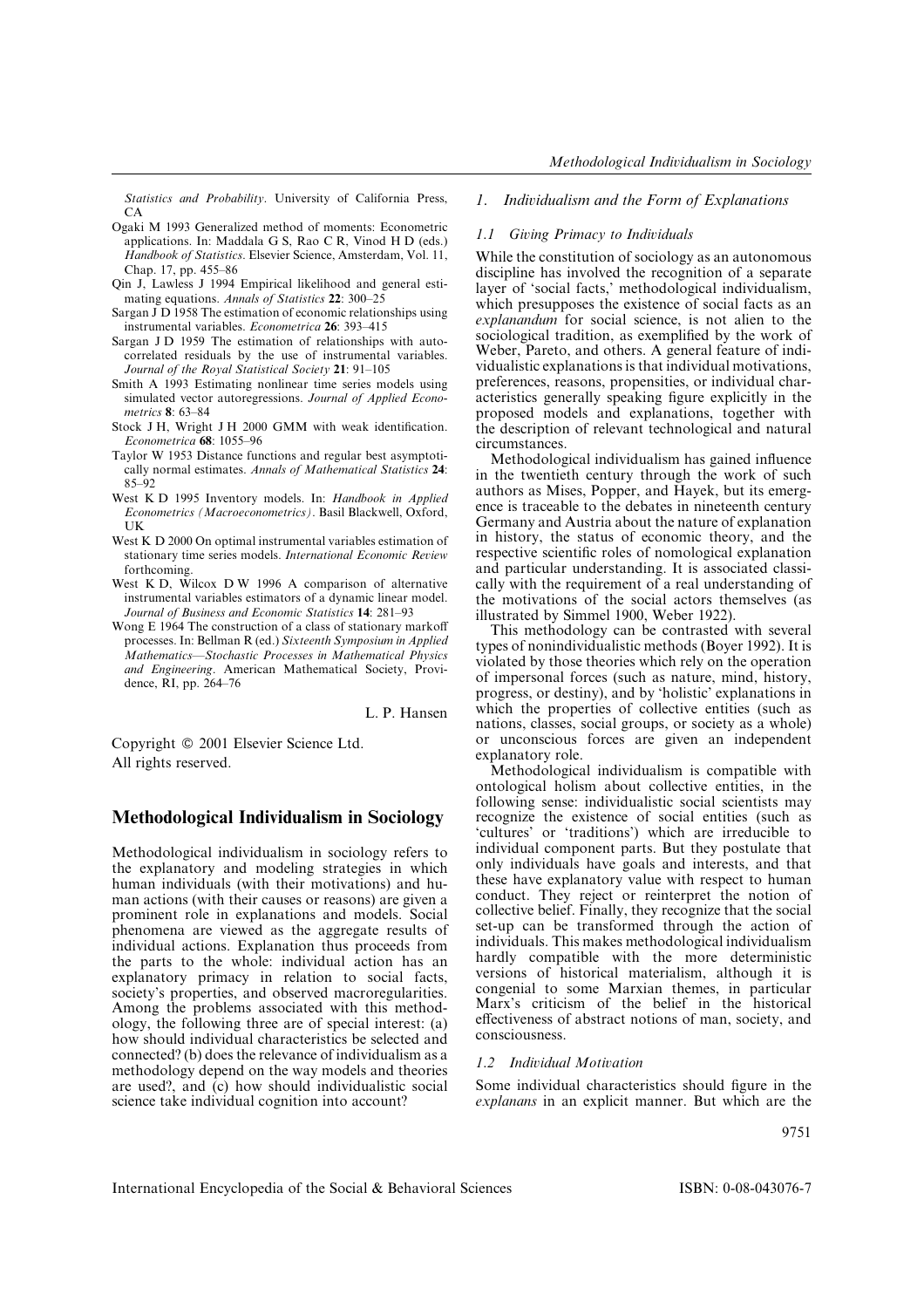*Statistics and Probability*. University of California Press, CA

Ogaki M 1993 Generalized method of moments: Econometric applications. In: Maddala G S, Rao C R, Vinod H D (eds.) *Handbook of Statistics*. Elsevier Science, Amsterdam, Vol. 11, Chap. 17, pp. 455–86

Qin J, Lawless J 1994 Empirical likelihood and general estimating equations. *Annals of Statistics* **22**: 300–25

Sargan J D 1958 The estimation of economic relationships using instrumental variables. *Econometrica* **26**: 393–415

Sargan J D 1959 The estimation of relationships with autocorrelated residuals by the use of instrumental variables. *Journal of the Royal Statistical Society* **21**: 91–105

Smith A 1993 Estimating nonlinear time series models using simulated vector autoregressions. *Journal of Applied Econometrics* **8**: 63–84

Stock J H, Wright J H 2000 GMM with weak identification. *Econometrica* **68**: 1055–96

Taylor W 1953 Distance functions and regular best asymptotically normal estimates. *Annals of Mathematical Statistics* **24**: 85–92

West K D 1995 Inventory models. In: *Handbook in Applied Econometrics (Macroeconometrics)*. Basil Blackwell, Oxford, UK

West K D 2000 On optimal instrumental variables estimation of stationary time series models. *International Economic Review* forthcoming.

West K D, Wilcox D W 1996 A comparison of alternative instrumental variables estimators of a dynamic linear model. *Journal of Business and Economic Statistics* **14**: 281–93

Wong E 1964 The construction of a class of stationary markoff processes. In: Bellman R (ed.) *Sixteenth Symposium in Applied Mathematics—Stochastic Processes in Mathematical Physics and Engineering*. American Mathematical Society, Providence, RI, pp. 264–76

L. P. Hansen

Copyright © 2001 Elsevier Science Ltd.
All rights reserved.

# Methodological Individualism in Sociology

Methodological individualism in sociology refers to the explanatory and modeling strategies in which human individuals (with their motivations) and human actions (with their causes or reasons) are given a prominent role in explanations and models. Social phenomena are viewed as the aggregate results of individual actions. Explanation thus proceeds from the parts to the whole: individual action has an explanatory primacy in relation to social facts, society's properties, and observed macroregularities. Among the problems associated with this methodology, the following three are of special interest: (a) how should individual characteristics be selected and connected? (b) does the relevance of individualism as a methodology depend on the way models and theories are used?, and (c) how should individualistic social science take individual cognition into account?

## 1. Individualism and the Form of Explanations

### 1.1 Giving Primacy to Individuals

While the constitution of sociology as an autonomous discipline has involved the recognition of a separate layer of 'social facts,' methodological individualism, which presupposes the existence of social facts as an *explanandum* for social science, is not alien to the sociological tradition, as exemplified by the work of Weber, Pareto, and others. A general feature of individualistic explanations is that individual motivations, preferences, reasons, propensities, or individual characteristics generally speaking figure explicitly in the proposed models and explanations, together with the description of relevant technological and natural circumstances.

Methodological individualism has gained influence in the twentieth century through the work of such authors as Mises, Popper, and Hayek, but its emergence is traceable to the debates in nineteenth century Germany and Austria about the nature of explanation in history, the status of economic theory, and the respective scientific roles of nomological explanation and particular understanding. It is associated classically with the requirement of a real understanding of the motivations of the social actors themselves (as illustrated by Simmel 1900, Weber 1922).

This methodology can be contrasted with several types of nonindividualistic methods (Boyer 1992). It is violated by those theories which rely on the operation of impersonal forces (such as nature, mind, history, progress, or destiny), and by 'holistic' explanations in which the properties of collective entities (such as nations, classes, social groups, or society as a whole) or unconscious forces are given an independent explanatory role.

Methodological individualism is compatible with ontological holism about collective entities, in the following sense: individualistic social scientists may recognize the existence of social entities (such as 'cultures' or 'traditions') which are irreducible to individual component parts. But they postulate that only individuals have goals and interests, and that these have explanatory value with respect to human conduct. They reject or reinterpret the notion of collective belief. Finally, they recognize that the social set-up can be transformed through the action of individuals. This makes methodological individualism hardly compatible with the more deterministic versions of historical materialism, although it is congenial to some Marxian themes, in particular Marx's criticism of the belief in the historical effectiveness of abstract notions of man, society, and consciousness.

### 1.2 Individual Motivation

Some individual characteristics should figure in the *explanans* in an explicit manner. But which are the